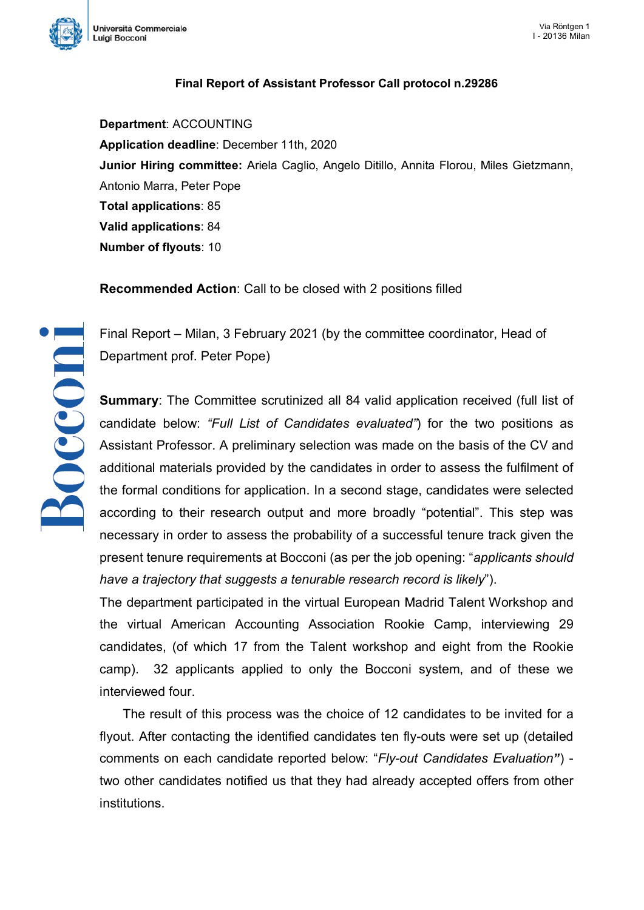# Final Report of Assistant Professor Call protocol n.29286

**Department**: ACCOUNTING
**Application deadline**: December 11th, 2020
**Junior Hiring committee:** Ariela Caglio, Angelo Ditillo, Annita Florou, Miles Gietzmann, Antonio Marra, Peter Pope
**Total applications**: 85
**Valid applications**: 84
**Number of flyouts**: 10

**Recommended Action**: Call to be closed with 2 positions filled

Final Report – Milan, 3 February 2021 (by the committee coordinator, Head of Department prof. Peter Pope)

**Summary**: The Committee scrutinized all 84 valid application received (full list of candidate below: *"Full List of Candidates evaluated"*) for the two positions as Assistant Professor. A preliminary selection was made on the basis of the CV and additional materials provided by the candidates in order to assess the fulfilment of the formal conditions for application. In a second stage, candidates were selected according to their research output and more broadly "potential". This step was necessary in order to assess the probability of a successful tenure track given the present tenure requirements at Bocconi (as per the job opening: "*applicants should have a trajectory that suggests a tenurable research record is likely*").
The department participated in the virtual European Madrid Talent Workshop and the virtual American Accounting Association Rookie Camp, interviewing 29 candidates, (of which 17 from the Talent workshop and eight from the Rookie camp). 32 applicants applied to only the Bocconi system, and of these we interviewed four.

The result of this process was the choice of 12 candidates to be invited for a flyout. After contacting the identified candidates ten fly-outs were set up (detailed comments on each candidate reported below: "*Fly-out Candidates Evaluation***"**) - two other candidates notified us that they had already accepted offers from other institutions.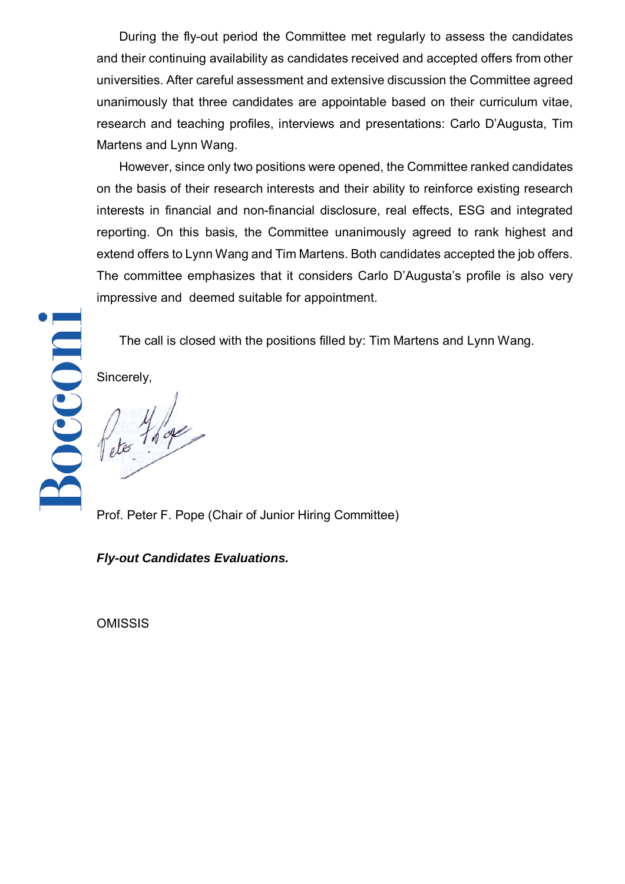During the fly-out period the Committee met regularly to assess the candidates and their continuing availability as candidates received and accepted offers from other universities. After careful assessment and extensive discussion the Committee agreed unanimously that three candidates are appointable based on their curriculum vitae, research and teaching profiles, interviews and presentations: Carlo D'Augusta, Tim Martens and Lynn Wang.

However, since only two positions were opened, the Committee ranked candidates on the basis of their research interests and their ability to reinforce existing research interests in financial and non-financial disclosure, real effects, ESG and integrated reporting. On this basis, the Committee unanimously agreed to rank highest and extend offers to Lynn Wang and Tim Martens. Both candidates accepted the job offers. The committee emphasizes that it considers Carlo D'Augusta's profile is also very impressive and deemed suitable for appointment.

The call is closed with the positions filled by: Tim Martens and Lynn Wang.

Sincerely,

Prof. Peter F. Pope (Chair of Junior Hiring Committee)

***Fly-out Candidates Evaluations.***

OMISSIS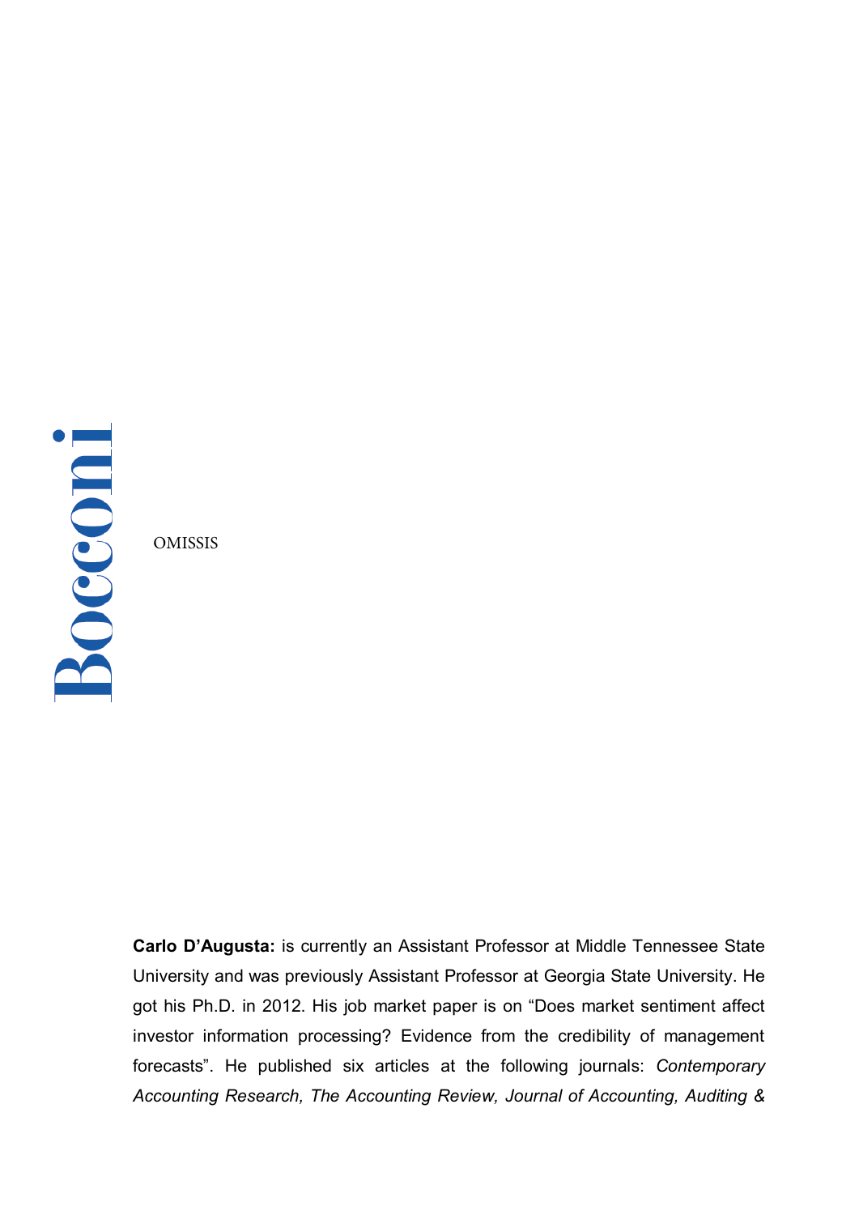OMISSIS

**Carlo D'Augusta:** is currently an Assistant Professor at Middle Tennessee State University and was previously Assistant Professor at Georgia State University. He got his Ph.D. in 2012. His job market paper is on "Does market sentiment affect investor information processing? Evidence from the credibility of management forecasts". He published six articles at the following journals: *Contemporary Accounting Research, The Accounting Review, Journal of Accounting, Auditing &*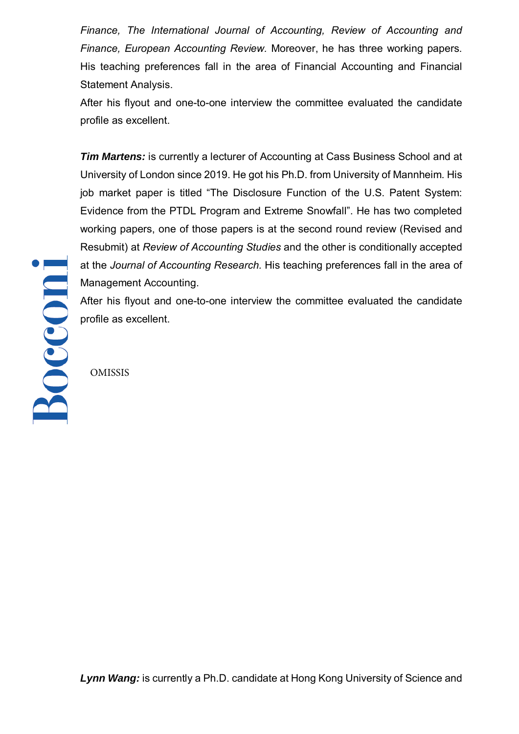*Finance, The International Journal of Accounting, Review of Accounting and Finance, European Accounting Review.* Moreover, he has three working papers. His teaching preferences fall in the area of Financial Accounting and Financial Statement Analysis.

After his flyout and one-to-one interview the committee evaluated the candidate profile as excellent.

***Tim Martens:*** is currently a lecturer of Accounting at Cass Business School and at University of London since 2019. He got his Ph.D. from University of Mannheim. His job market paper is titled "The Disclosure Function of the U.S. Patent System: Evidence from the PTDL Program and Extreme Snowfall". He has two completed working papers, one of those papers is at the second round review (Revised and Resubmit) at *Review of Accounting Studies* and the other is conditionally accepted at the *Journal of Accounting Research.* His teaching preferences fall in the area of Management Accounting.

After his flyout and one-to-one interview the committee evaluated the candidate profile as excellent.

OMISSIS

***Lynn Wang:*** is currently a Ph.D. candidate at Hong Kong University of Science and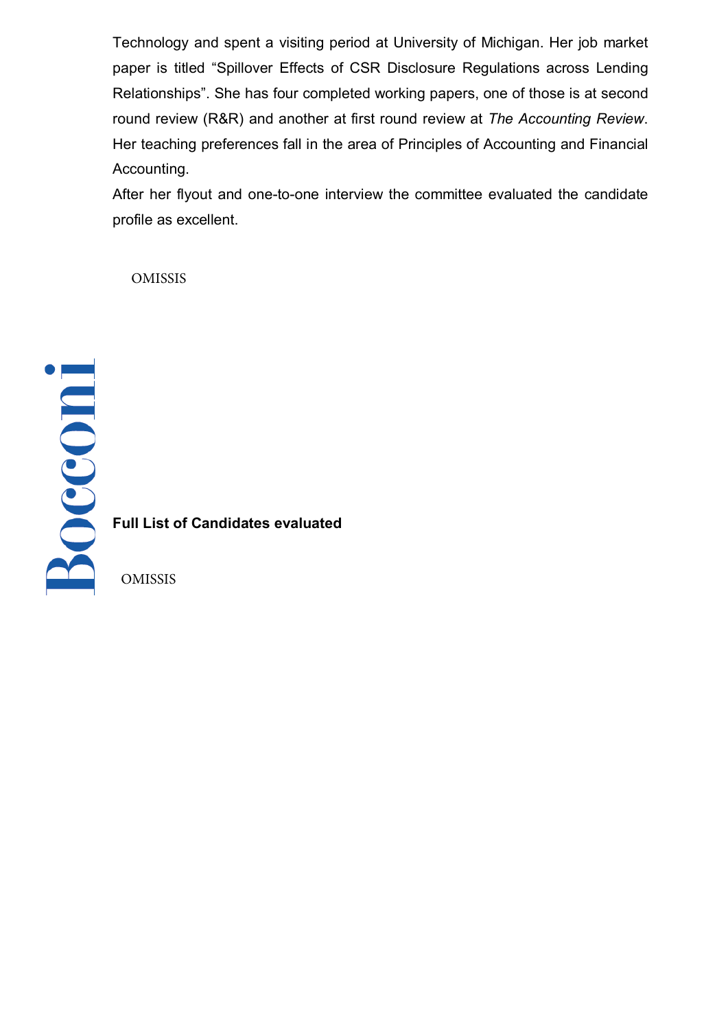Technology and spent a visiting period at University of Michigan. Her job market paper is titled “Spillover Effects of CSR Disclosure Regulations across Lending Relationships”. She has four completed working papers, one of those is at second round review (R&R) and another at first round review at *The Accounting Review*. Her teaching preferences fall in the area of Principles of Accounting and Financial Accounting.

After her flyout and one-to-one interview the committee evaluated the candidate profile as excellent.

OMISSIS

**Full List of Candidates evaluated**

OMISSIS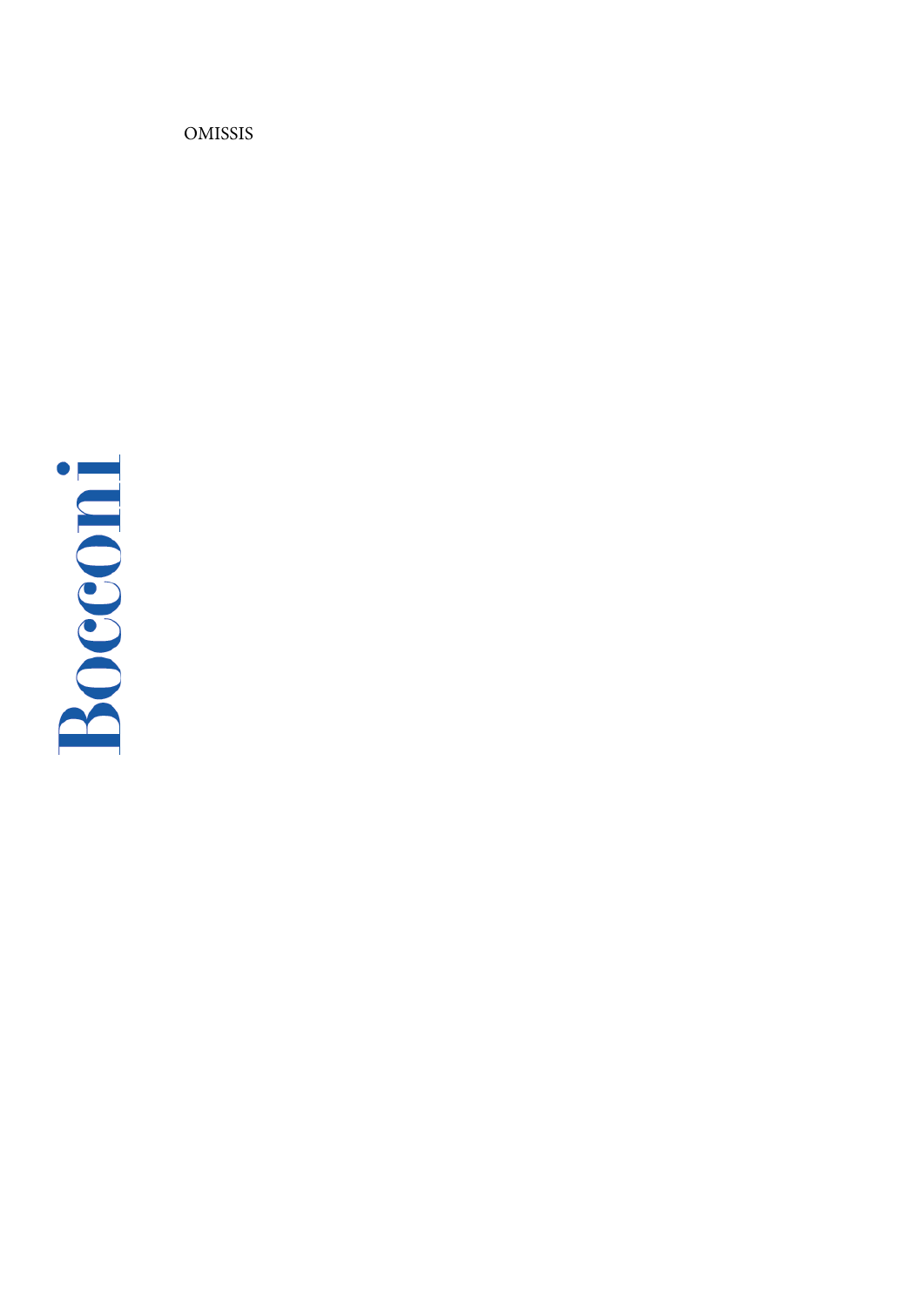OMISSIS